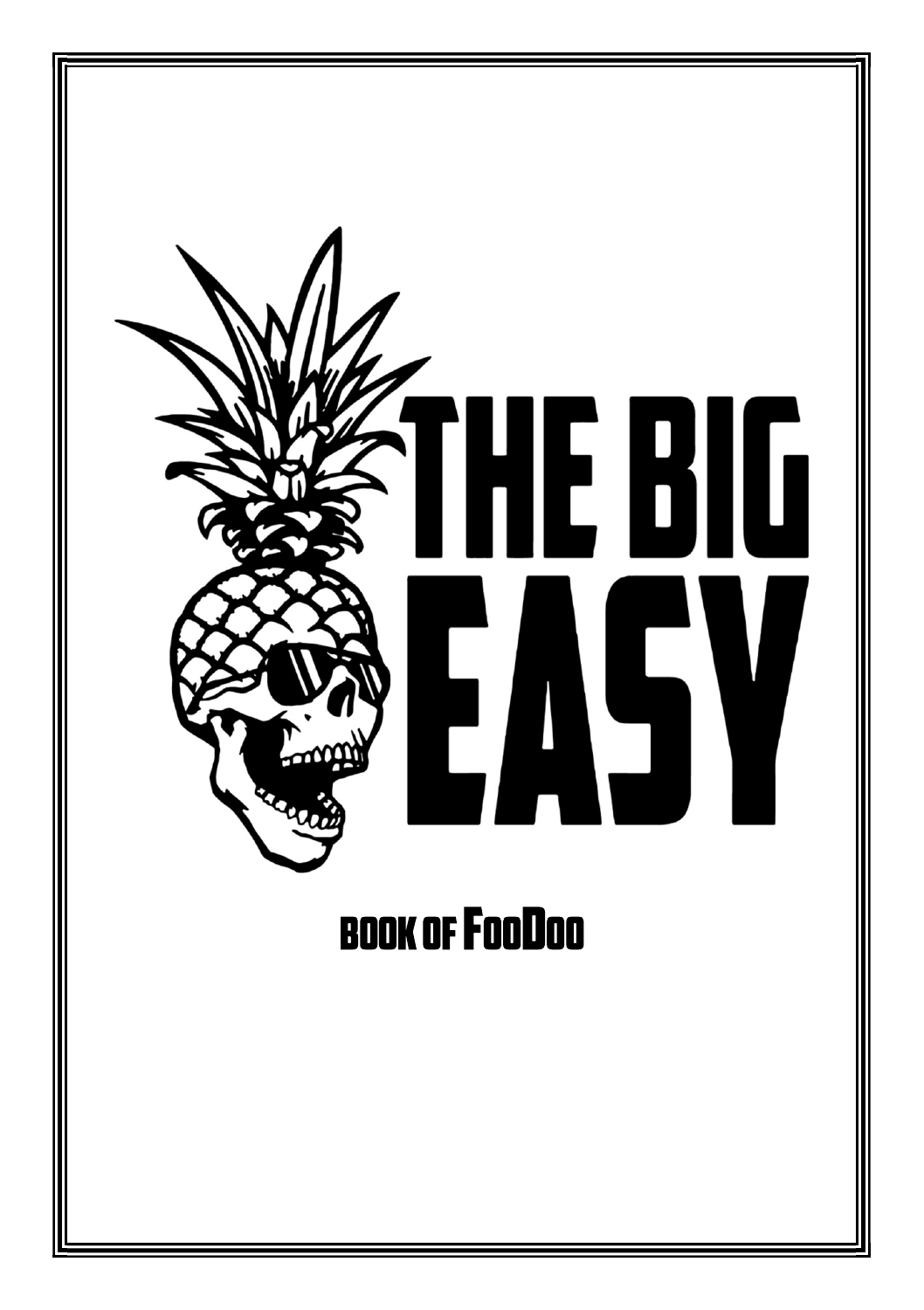# THE BIG EASY

## BOOK OF FooDoo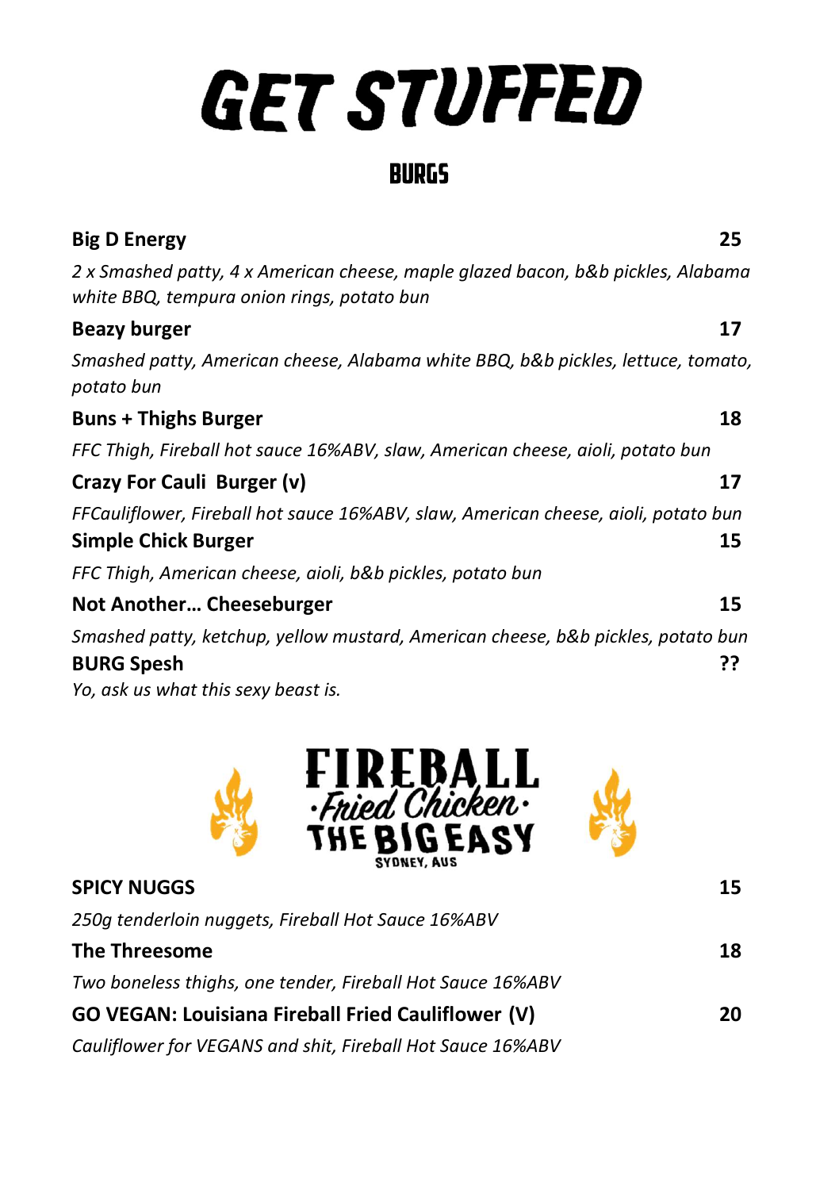# GET STUFFED

## BURGS

**Big D Energy** 25

*2 x Smashed patty, 4 x American cheese, maple glazed bacon, b&b pickles, Alabama white BBQ, tempura onion rings, potato bun*

**Beazy burger** 17

*Smashed patty, American cheese, Alabama white BBQ, b&b pickles, lettuce, tomato, potato bun*

**Buns + Thighs Burger** 18

*FFC Thigh, Fireball hot sauce 16%ABV, slaw, American cheese, aioli, potato bun*

**Crazy For Cauli Burger (v)** 17

*FFCauliflower, Fireball hot sauce 16%ABV, slaw, American cheese, aioli, potato bun*

**Simple Chick Burger** 15

*FFC Thigh, American cheese, aioli, b&b pickles, potato bun*

**Not Another… Cheeseburger** 15

*Smashed patty, ketchup, yellow mustard, American cheese, b&b pickles, potato bun*

**BURG Spesh** ??

*Yo, ask us what this sexy beast is.*

## FIREBALL ·Fried Chicken· THE BIG EASY
SYDNEY, AUS

**SPICY NUGGS** 15

*250g tenderloin nuggets, Fireball Hot Sauce 16%ABV*

**The Threesome** 18

*Two boneless thighs, one tender, Fireball Hot Sauce 16%ABV*

**GO VEGAN: Louisiana Fireball Fried Cauliflower (V)** 20

*Cauliflower for VEGANS and shit, Fireball Hot Sauce 16%ABV*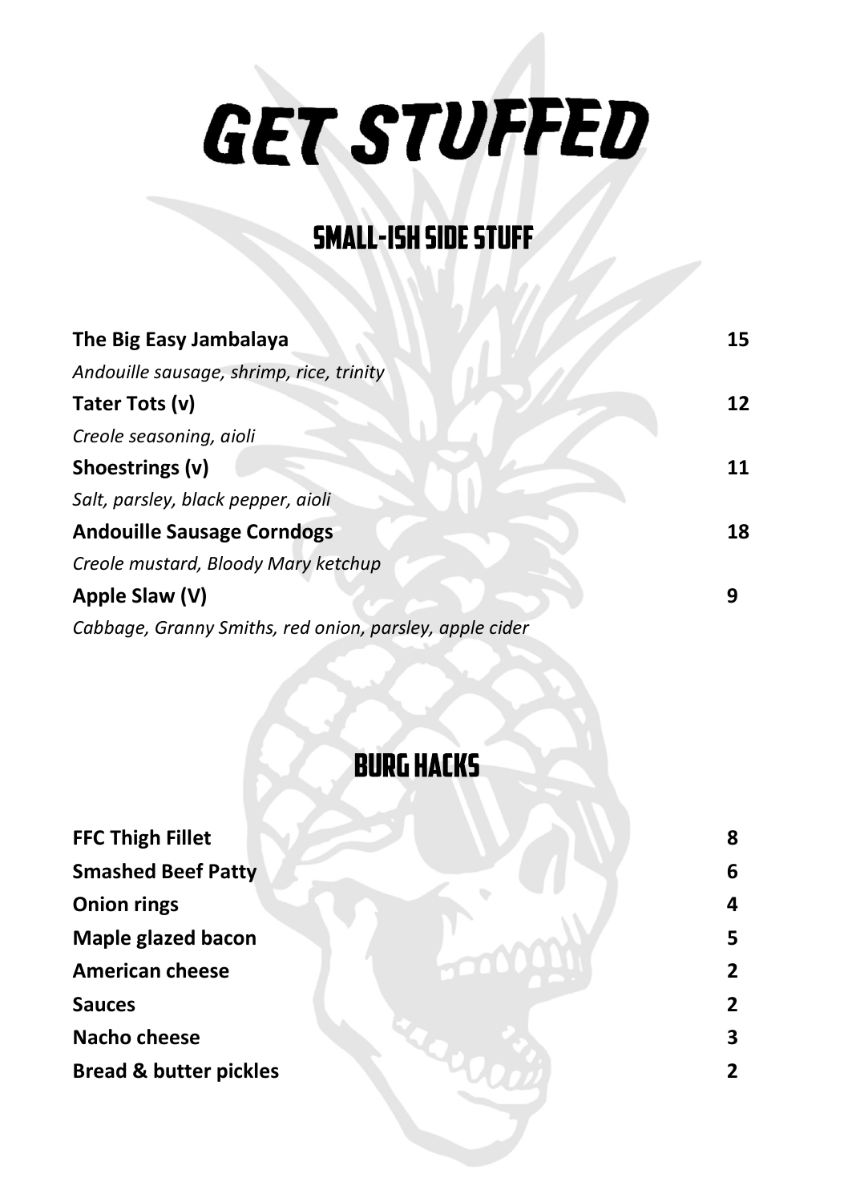# GET STUFFED

## SMALL-ISH SIDE STUFF

**The Big Easy Jambalaya** 15
*Andouille sausage, shrimp, rice, trinity*

**Tater Tots (v)** 12
*Creole seasoning, aioli*

**Shoestrings (v)** 11
*Salt, parsley, black pepper, aioli*

**Andouille Sausage Corndogs** 18
*Creole mustard, Bloody Mary ketchup*

**Apple Slaw (V)** 9
*Cabbage, Granny Smiths, red onion, parsley, apple cider*

## BURG HACKS

**FFC Thigh Fillet** 8

**Smashed Beef Patty** 6

**Onion rings** 4

**Maple glazed bacon** 5

**American cheese** 2

**Sauces** 2

**Nacho cheese** 3

**Bread & butter pickles** 2